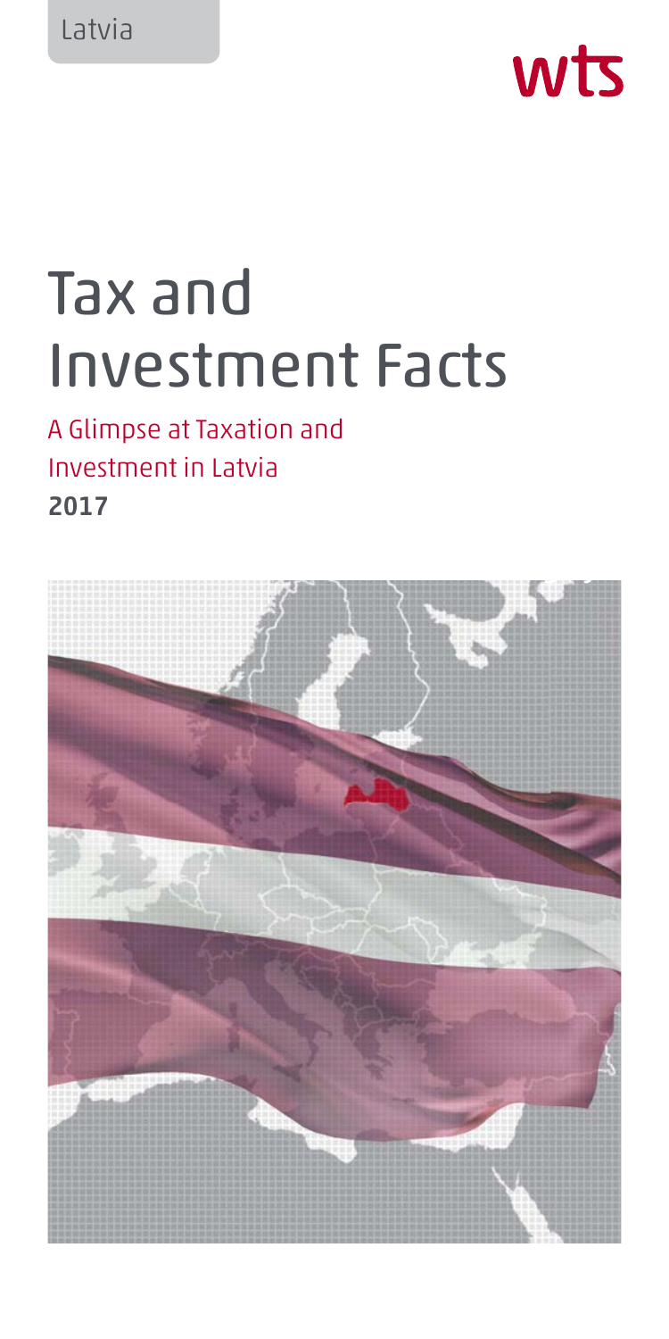Latvia

wts

# Tax and Investment Facts

A Glimpse at Taxation and Investment in Latvia
**2017**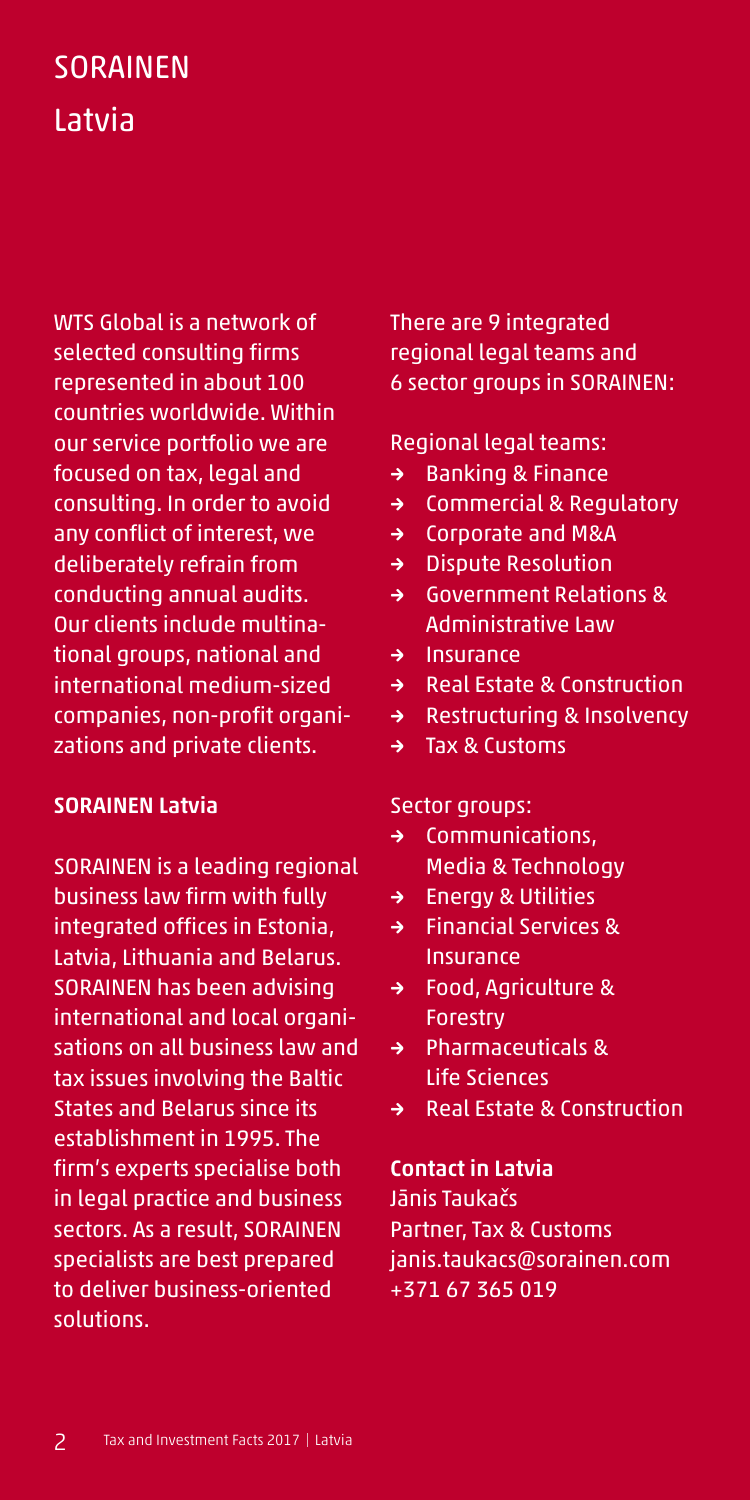# SORAINEN

## Latvia

WTS Global is a network of selected consulting firms represented in about 100 countries worldwide. Within our service portfolio we are focused on tax, legal and consulting. In order to avoid any conflict of interest, we deliberately refrain from conducting annual audits. Our clients include multinational groups, national and international medium-sized companies, non-profit organizations and private clients.

**SORAINEN Latvia**

SORAINEN is a leading regional business law firm with fully integrated offices in Estonia, Latvia, Lithuania and Belarus. SORAINEN has been advising international and local organisations on all business law and tax issues involving the Baltic States and Belarus since its establishment in 1995. The firm's experts specialise both in legal practice and business sectors. As a result, SORAINEN specialists are best prepared to deliver business-oriented solutions.

There are 9 integrated regional legal teams and 6 sector groups in SORAINEN:

Regional legal teams:

- Banking & Finance
- Commercial & Regulatory
- Corporate and M&A
- Dispute Resolution
- Government Relations & Administrative Law
- Insurance
- Real Estate & Construction
- Restructuring & Insolvency
- Tax & Customs

Sector groups:

- Communications, Media & Technology
- Energy & Utilities
- Financial Services & Insurance
- Food, Agriculture & Forestry
- Pharmaceuticals & Life Sciences
- Real Estate & Construction

**Contact in Latvia**
Jānis Taukačs
Partner, Tax & Customs
janis.taukacs@sorainen.com
+371 67 365 019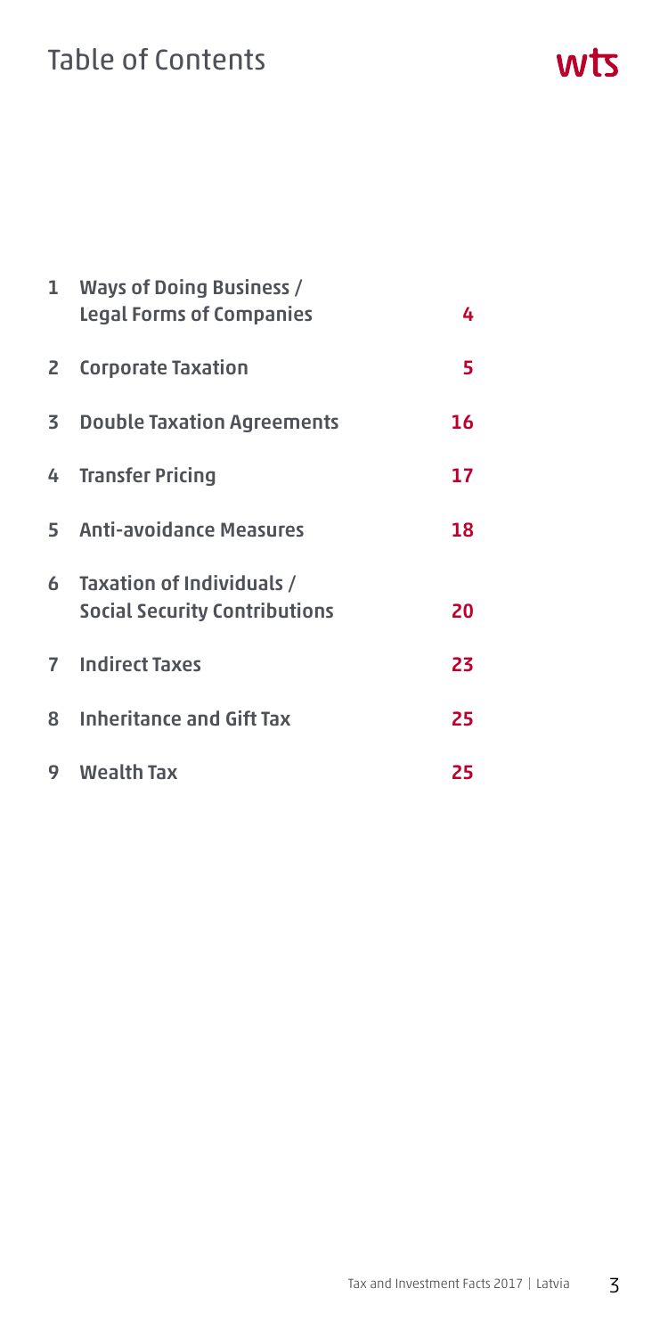# Table of Contents

| | | |
|---|---|---|
| 1 | **Ways of Doing Business / Legal Forms of Companies** | **4** |
| 2 | **Corporate Taxation** | **5** |
| 3 | **Double Taxation Agreements** | **16** |
| 4 | **Transfer Pricing** | **17** |
| 5 | **Anti-avoidance Measures** | **18** |
| 6 | **Taxation of Individuals / Social Security Contributions** | **20** |
| 7 | **Indirect Taxes** | **23** |
| 8 | **Inheritance and Gift Tax** | **25** |
| 9 | **Wealth Tax** | **25** |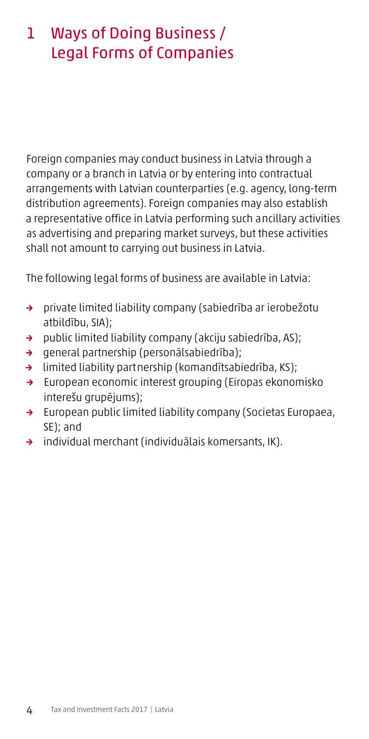# 1 Ways of Doing Business / Legal Forms of Companies

Foreign companies may conduct business in Latvia through a company or a branch in Latvia or by entering into contractual arrangements with Latvian counterparties (e.g. agency, long-term distribution agreements). Foreign companies may also establish a representative office in Latvia performing such ancillary activities as advertising and preparing market surveys, but these activities shall not amount to carrying out business in Latvia.

The following legal forms of business are available in Latvia:

- private limited liability company (sabiedrība ar ierobežotu atbildību, SIA);
- public limited liability company (akciju sabiedrība, AS);
- general partnership (personālsabiedrība);
- limited liability partnership (komandītsabiedrība, KS);
- European economic interest grouping (Eiropas ekonomisko interešu grupējums);
- European public limited liability company (Societas Europaea, SE); and
- individual merchant (individuālais komersants, IK).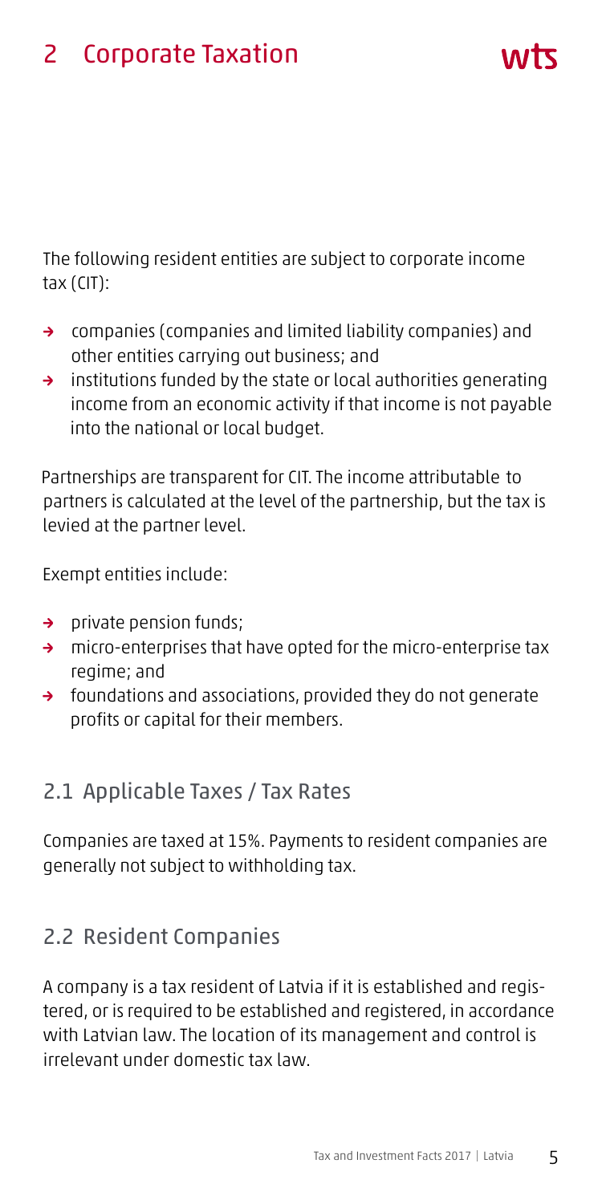# 2 Corporate Taxation

The following resident entities are subject to corporate income tax (CIT):

- companies (companies and limited liability companies) and other entities carrying out business; and
- institutions funded by the state or local authorities generating income from an economic activity if that income is not payable into the national or local budget.

Partnerships are transparent for CIT. The income attributable to partners is calculated at the level of the partnership, but the tax is levied at the partner level.

Exempt entities include:

- private pension funds;
- micro-enterprises that have opted for the micro-enterprise tax regime; and
- foundations and associations, provided they do not generate profits or capital for their members.

## 2.1 Applicable Taxes / Tax Rates

Companies are taxed at 15%. Payments to resident companies are generally not subject to withholding tax.

## 2.2 Resident Companies

A company is a tax resident of Latvia if it is established and registered, or is required to be established and registered, in accordance with Latvian law. The location of its management and control is irrelevant under domestic tax law.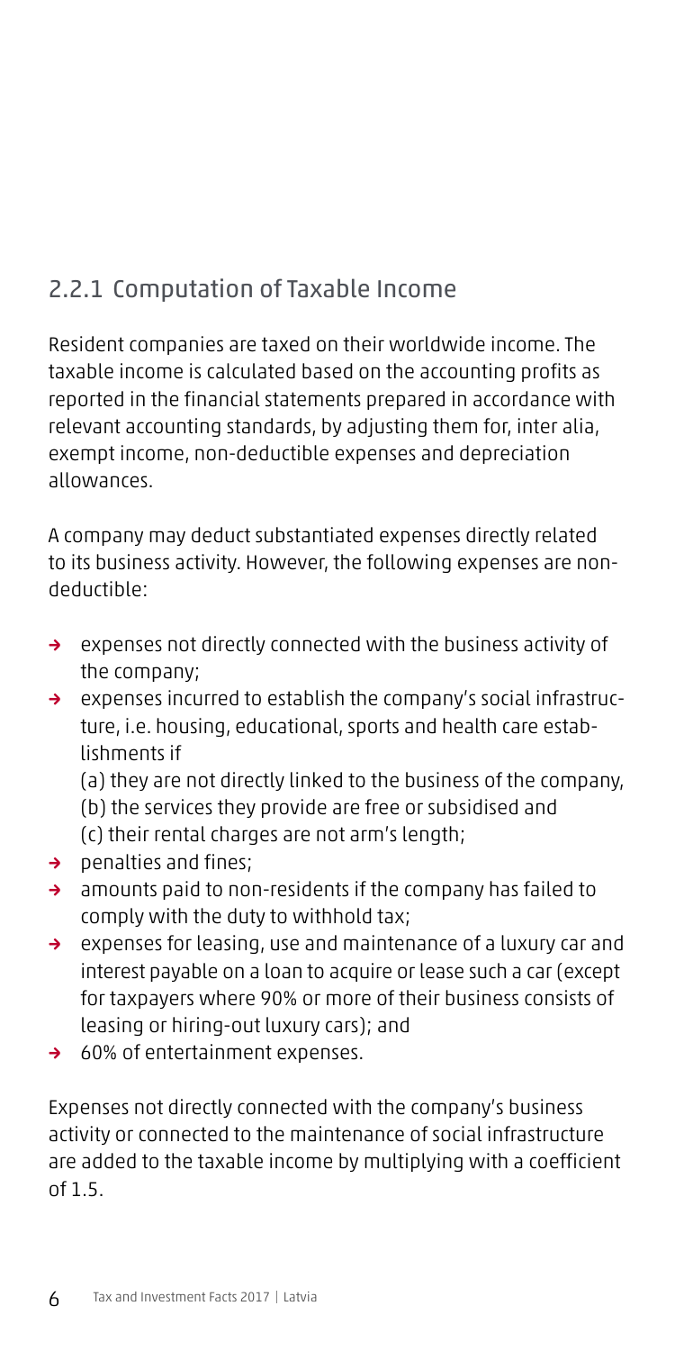## 2.2.1 Computation of Taxable Income

Resident companies are taxed on their worldwide income. The taxable income is calculated based on the accounting profits as reported in the financial statements prepared in accordance with relevant accounting standards, by adjusting them for, inter alia, exempt income, non-deductible expenses and depreciation allowances.

A company may deduct substantiated expenses directly related to its business activity. However, the following expenses are non-deductible:

- expenses not directly connected with the business activity of the company;
- expenses incurred to establish the company's social infrastructure, i.e. housing, educational, sports and health care establishments if
  (a) they are not directly linked to the business of the company,
  (b) the services they provide are free or subsidised and
  (c) their rental charges are not arm's length;
- penalties and fines;
- amounts paid to non-residents if the company has failed to comply with the duty to withhold tax;
- expenses for leasing, use and maintenance of a luxury car and interest payable on a loan to acquire or lease such a car (except for taxpayers where 90% or more of their business consists of leasing or hiring-out luxury cars); and
- 60% of entertainment expenses.

Expenses not directly connected with the company's business activity or connected to the maintenance of social infrastructure are added to the taxable income by multiplying with a coefficient of 1.5.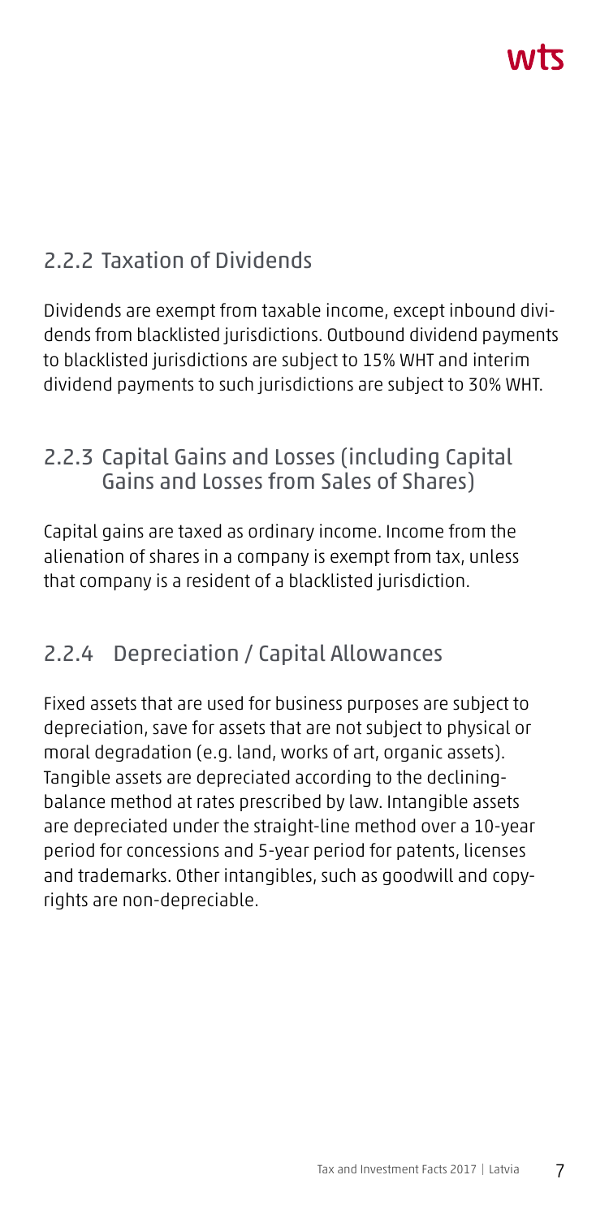### 2.2.2 Taxation of Dividends

Dividends are exempt from taxable income, except inbound dividends from blacklisted jurisdictions. Outbound dividend payments to blacklisted jurisdictions are subject to 15% WHT and interim dividend payments to such jurisdictions are subject to 30% WHT.

### 2.2.3 Capital Gains and Losses (including Capital Gains and Losses from Sales of Shares)

Capital gains are taxed as ordinary income. Income from the alienation of shares in a company is exempt from tax, unless that company is a resident of a blacklisted jurisdiction.

### 2.2.4 Depreciation / Capital Allowances

Fixed assets that are used for business purposes are subject to depreciation, save for assets that are not subject to physical or moral degradation (e.g. land, works of art, organic assets). Tangible assets are depreciated according to the declining-balance method at rates prescribed by law. Intangible assets are depreciated under the straight-line method over a 10-year period for concessions and 5-year period for patents, licenses and trademarks. Other intangibles, such as goodwill and copyrights are non-depreciable.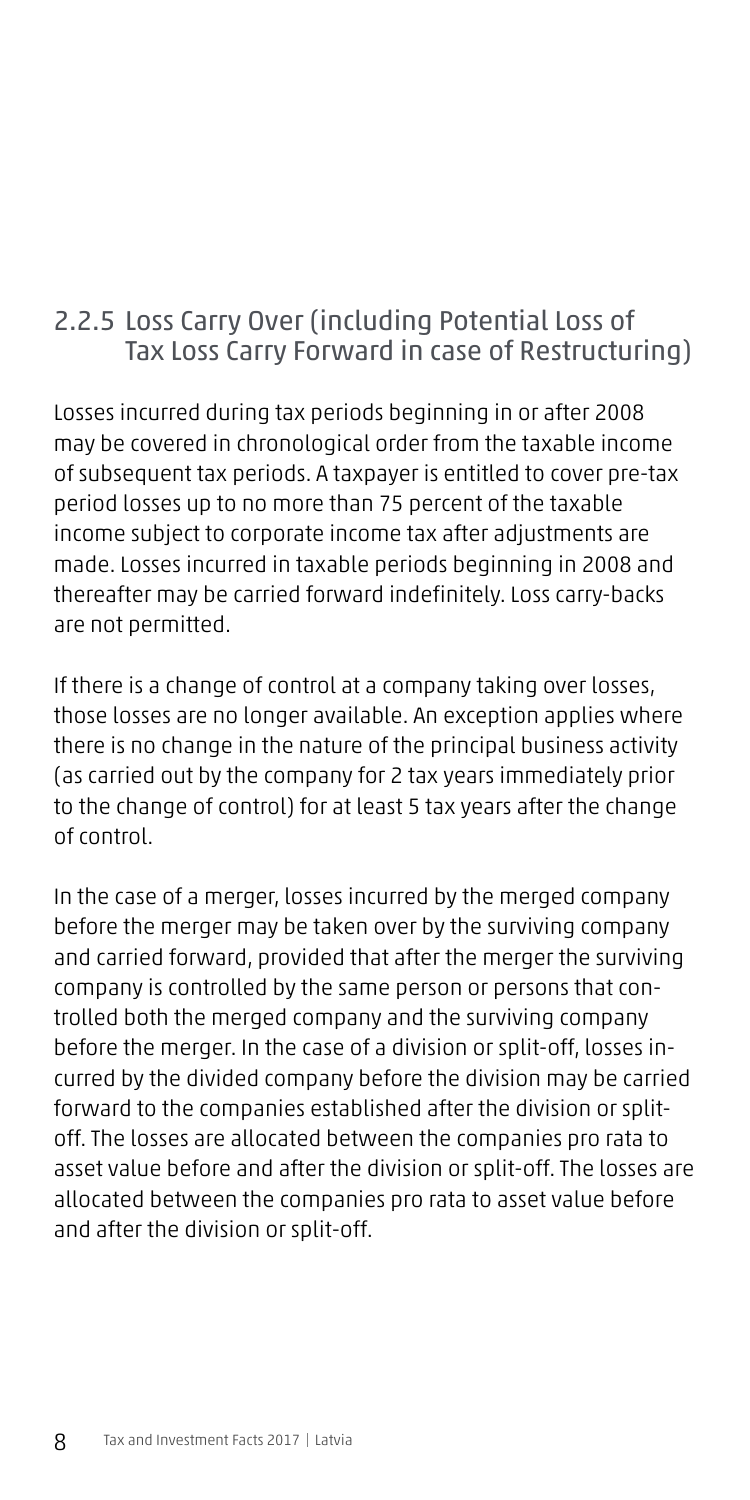### 2.2.5 Loss Carry Over (including Potential Loss of Tax Loss Carry Forward in case of Restructuring)

Losses incurred during tax periods beginning in or after 2008 may be covered in chronological order from the taxable income of subsequent tax periods. A taxpayer is entitled to cover pre-tax period losses up to no more than 75 percent of the taxable income subject to corporate income tax after adjustments are made. Losses incurred in taxable periods beginning in 2008 and thereafter may be carried forward indefinitely. Loss carry-backs are not permitted.

If there is a change of control at a company taking over losses, those losses are no longer available. An exception applies where there is no change in the nature of the principal business activity (as carried out by the company for 2 tax years immediately prior to the change of control) for at least 5 tax years after the change of control.

In the case of a merger, losses incurred by the merged company before the merger may be taken over by the surviving company and carried forward, provided that after the merger the surviving company is controlled by the same person or persons that controlled both the merged company and the surviving company before the merger. In the case of a division or split-off, losses incurred by the divided company before the division may be carried forward to the companies established after the division or split-off. The losses are allocated between the companies pro rata to asset value before and after the division or split-off. The losses are allocated between the companies pro rata to asset value before and after the division or split-off.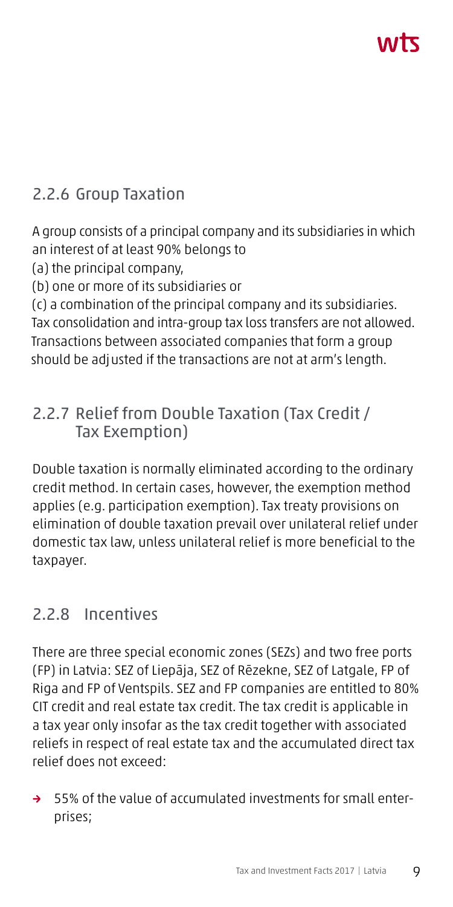### 2.2.6 Group Taxation

A group consists of a principal company and its subsidiaries in which an interest of at least 90% belongs to

(a) the principal company,

(b) one or more of its subsidiaries or

(c) a combination of the principal company and its subsidiaries.

Tax consolidation and intra-group tax loss transfers are not allowed. Transactions between associated companies that form a group should be adjusted if the transactions are not at arm's length.

### 2.2.7 Relief from Double Taxation (Tax Credit / Tax Exemption)

Double taxation is normally eliminated according to the ordinary credit method. In certain cases, however, the exemption method applies (e.g. participation exemption). Tax treaty provisions on elimination of double taxation prevail over unilateral relief under domestic tax law, unless unilateral relief is more beneficial to the taxpayer.

### 2.2.8 Incentives

There are three special economic zones (SEZs) and two free ports (FP) in Latvia: SEZ of Liepāja, SEZ of Rēzekne, SEZ of Latgale, FP of Riga and FP of Ventspils. SEZ and FP companies are entitled to 80% CIT credit and real estate tax credit. The tax credit is applicable in a tax year only insofar as the tax credit together with associated reliefs in respect of real estate tax and the accumulated direct tax relief does not exceed:

- 55% of the value of accumulated investments for small enterprises;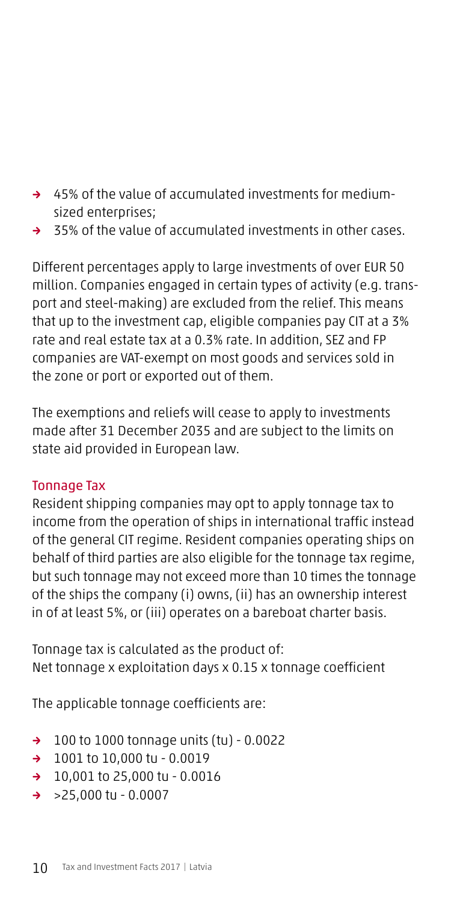- 45% of the value of accumulated investments for medium-sized enterprises;
- 35% of the value of accumulated investments in other cases.

Different percentages apply to large investments of over EUR 50 million. Companies engaged in certain types of activity (e.g. transport and steel-making) are excluded from the relief. This means that up to the investment cap, eligible companies pay CIT at a 3% rate and real estate tax at a 0.3% rate. In addition, SEZ and FP companies are VAT-exempt on most goods and services sold in the zone or port or exported out of them.

The exemptions and reliefs will cease to apply to investments made after 31 December 2035 and are subject to the limits on state aid provided in European law.

### Tonnage Tax

Resident shipping companies may opt to apply tonnage tax to income from the operation of ships in international traffic instead of the general CIT regime. Resident companies operating ships on behalf of third parties are also eligible for the tonnage tax regime, but such tonnage may not exceed more than 10 times the tonnage of the ships the company (i) owns, (ii) has an ownership interest in of at least 5%, or (iii) operates on a bareboat charter basis.

Tonnage tax is calculated as the product of:
Net tonnage x exploitation days x 0.15 x tonnage coefficient

The applicable tonnage coefficients are:

- 100 to 1000 tonnage units (tu) - 0.0022
- 1001 to 10,000 tu - 0.0019
- 10,001 to 25,000 tu - 0.0016
- >25,000 tu - 0.0007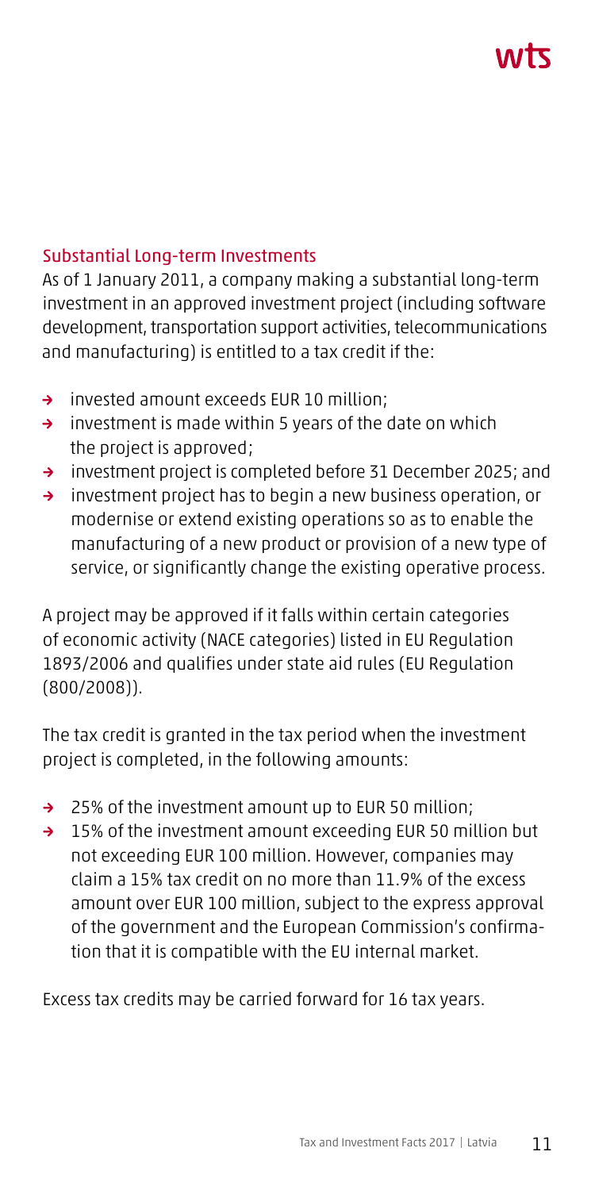## Substantial Long-term Investments

As of 1 January 2011, a company making a substantial long-term investment in an approved investment project (including software development, transportation support activities, telecommunications and manufacturing) is entitled to a tax credit if the:

- invested amount exceeds EUR 10 million;
- investment is made within 5 years of the date on which the project is approved;
- investment project is completed before 31 December 2025; and
- investment project has to begin a new business operation, or modernise or extend existing operations so as to enable the manufacturing of a new product or provision of a new type of service, or significantly change the existing operative process.

A project may be approved if it falls within certain categories of economic activity (NACE categories) listed in EU Regulation 1893/2006 and qualifies under state aid rules (EU Regulation (800/2008)).

The tax credit is granted in the tax period when the investment project is completed, in the following amounts:

- 25% of the investment amount up to EUR 50 million;
- 15% of the investment amount exceeding EUR 50 million but not exceeding EUR 100 million. However, companies may claim a 15% tax credit on no more than 11.9% of the excess amount over EUR 100 million, subject to the express approval of the government and the European Commission's confirmation that it is compatible with the EU internal market.

Excess tax credits may be carried forward for 16 tax years.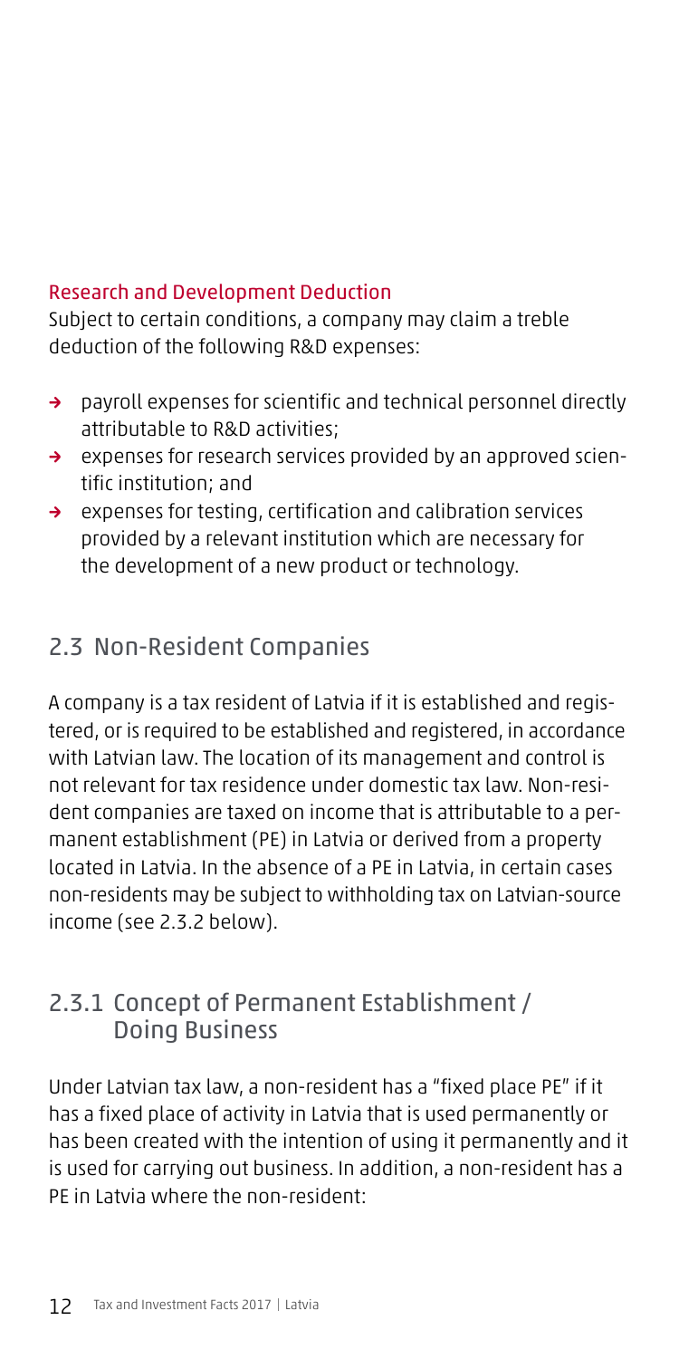### Research and Development Deduction

Subject to certain conditions, a company may claim a treble deduction of the following R&D expenses:

- payroll expenses for scientific and technical personnel directly attributable to R&D activities;
- expenses for research services provided by an approved scientific institution; and
- expenses for testing, certification and calibration services provided by a relevant institution which are necessary for the development of a new product or technology.

## 2.3 Non-Resident Companies

A company is a tax resident of Latvia if it is established and registered, or is required to be established and registered, in accordance with Latvian law. The location of its management and control is not relevant for tax residence under domestic tax law. Non-resident companies are taxed on income that is attributable to a permanent establishment (PE) in Latvia or derived from a property located in Latvia. In the absence of a PE in Latvia, in certain cases non-residents may be subject to withholding tax on Latvian-source income (see 2.3.2 below).

### 2.3.1 Concept of Permanent Establishment / Doing Business

Under Latvian tax law, a non-resident has a "fixed place PE" if it has a fixed place of activity in Latvia that is used permanently or has been created with the intention of using it permanently and it is used for carrying out business. In addition, a non-resident has a PE in Latvia where the non-resident: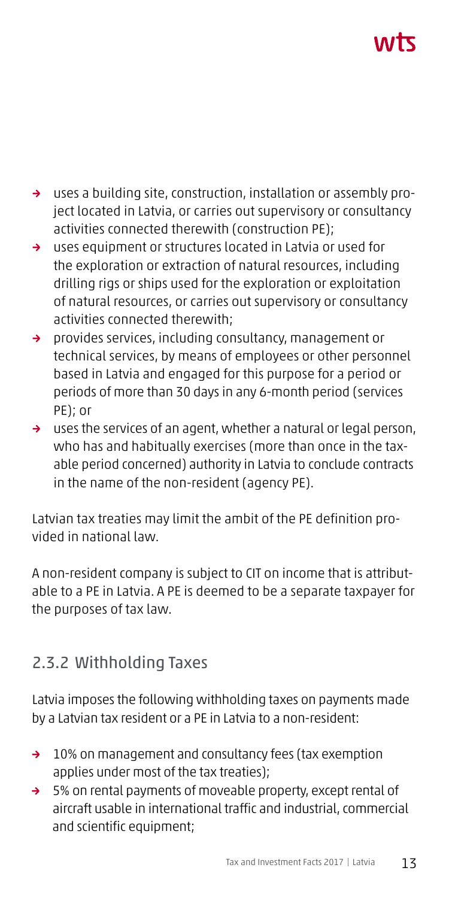- uses a building site, construction, installation or assembly project located in Latvia, or carries out supervisory or consultancy activities connected therewith (construction PE);
- uses equipment or structures located in Latvia or used for the exploration or extraction of natural resources, including drilling rigs or ships used for the exploration or exploitation of natural resources, or carries out supervisory or consultancy activities connected therewith;
- provides services, including consultancy, management or technical services, by means of employees or other personnel based in Latvia and engaged for this purpose for a period or periods of more than 30 days in any 6-month period (services PE); or
- uses the services of an agent, whether a natural or legal person, who has and habitually exercises (more than once in the taxable period concerned) authority in Latvia to conclude contracts in the name of the non-resident (agency PE).

Latvian tax treaties may limit the ambit of the PE definition provided in national law.

A non-resident company is subject to CIT on income that is attributable to a PE in Latvia. A PE is deemed to be a separate taxpayer for the purposes of tax law.

### 2.3.2 Withholding Taxes

Latvia imposes the following withholding taxes on payments made by a Latvian tax resident or a PE in Latvia to a non-resident:

- 10% on management and consultancy fees (tax exemption applies under most of the tax treaties);
- 5% on rental payments of moveable property, except rental of aircraft usable in international traffic and industrial, commercial and scientific equipment;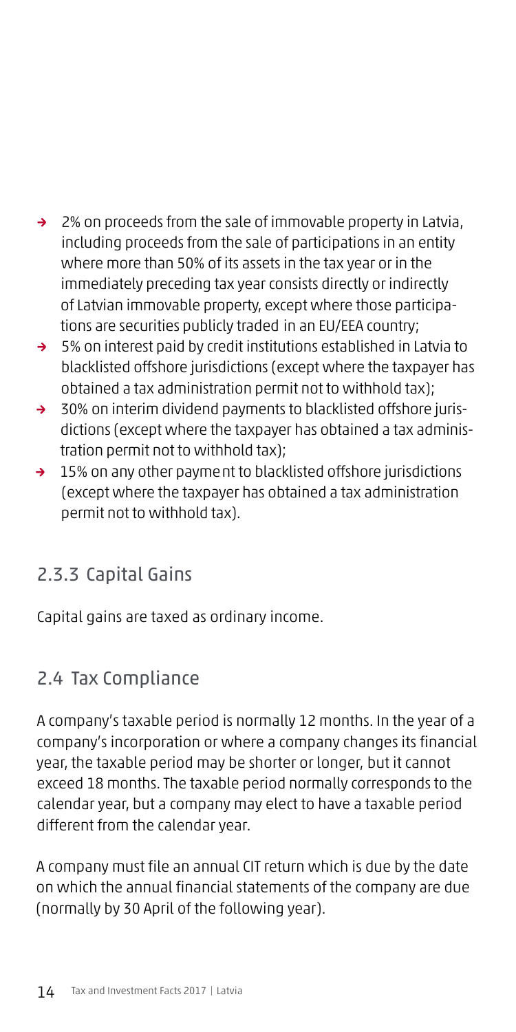- 2% on proceeds from the sale of immovable property in Latvia, including proceeds from the sale of participations in an entity where more than 50% of its assets in the tax year or in the immediately preceding tax year consists directly or indirectly of Latvian immovable property, except where those participations are securities publicly traded in an EU/EEA country;
- 5% on interest paid by credit institutions established in Latvia to blacklisted offshore jurisdictions (except where the taxpayer has obtained a tax administration permit not to withhold tax);
- 30% on interim dividend payments to blacklisted offshore jurisdictions (except where the taxpayer has obtained a tax administration permit not to withhold tax);
- 15% on any other payment to blacklisted offshore jurisdictions (except where the taxpayer has obtained a tax administration permit not to withhold tax).

### 2.3.3 Capital Gains

Capital gains are taxed as ordinary income.

## 2.4 Tax Compliance

A company's taxable period is normally 12 months. In the year of a company's incorporation or where a company changes its financial year, the taxable period may be shorter or longer, but it cannot exceed 18 months. The taxable period normally corresponds to the calendar year, but a company may elect to have a taxable period different from the calendar year.

A company must file an annual CIT return which is due by the date on which the annual financial statements of the company are due (normally by 30 April of the following year).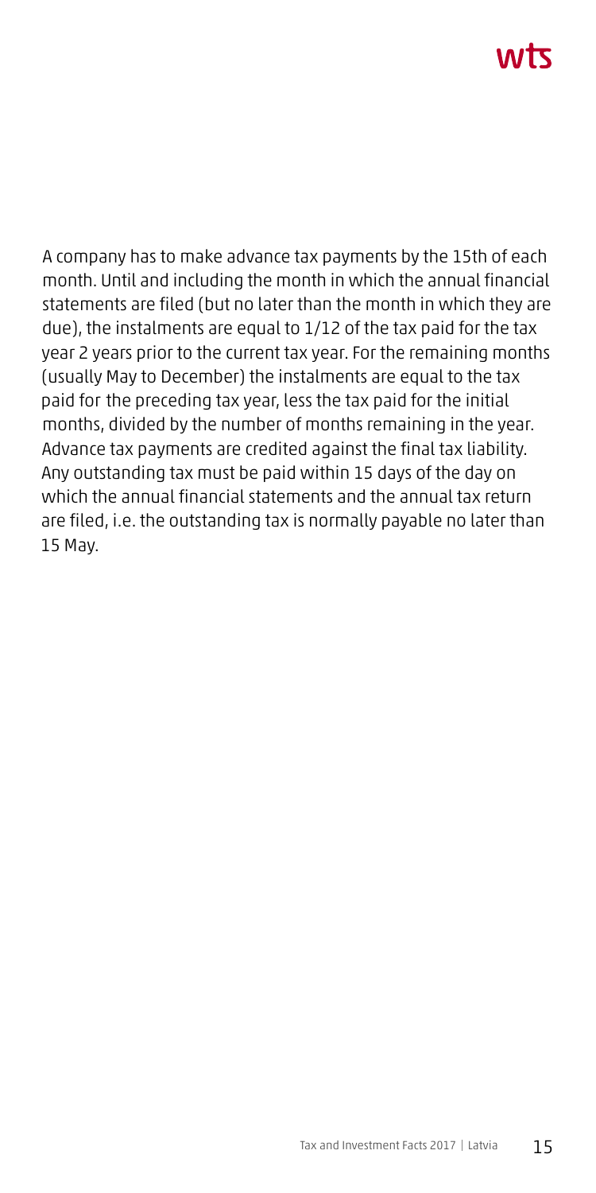A company has to make advance tax payments by the 15th of each month. Until and including the month in which the annual financial statements are filed (but no later than the month in which they are due), the instalments are equal to 1/12 of the tax paid for the tax year 2 years prior to the current tax year. For the remaining months (usually May to December) the instalments are equal to the tax paid for the preceding tax year, less the tax paid for the initial months, divided by the number of months remaining in the year. Advance tax payments are credited against the final tax liability. Any outstanding tax must be paid within 15 days of the day on which the annual financial statements and the annual tax return are filed, i.e. the outstanding tax is normally payable no later than 15 May.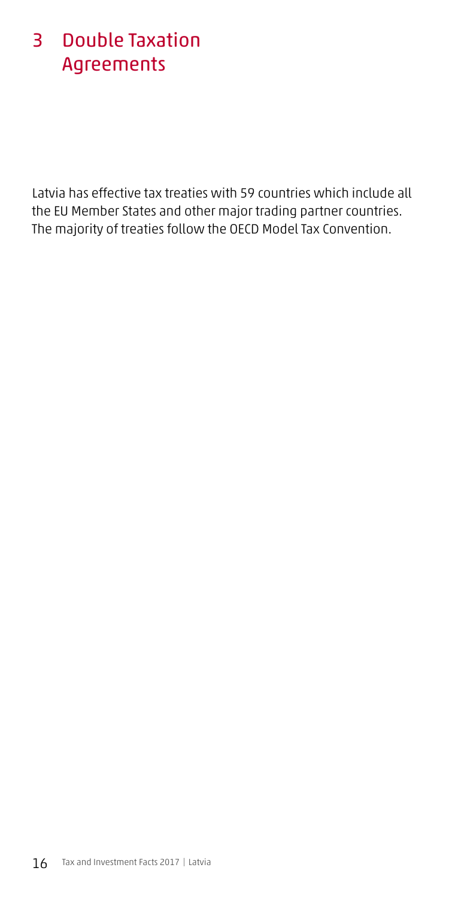# 3 Double Taxation Agreements

Latvia has effective tax treaties with 59 countries which include all the EU Member States and other major trading partner countries. The majority of treaties follow the OECD Model Tax Convention.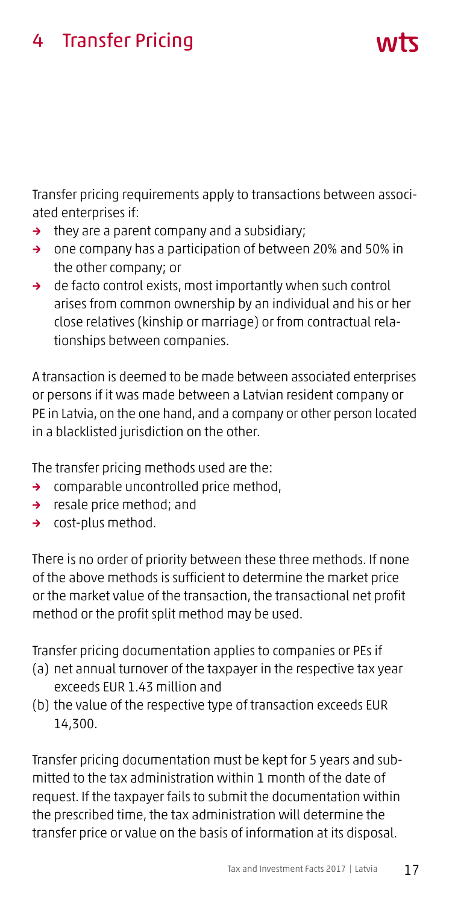# 4 Transfer Pricing

Transfer pricing requirements apply to transactions between associated enterprises if:

- they are a parent company and a subsidiary;
- one company has a participation of between 20% and 50% in the other company; or
- de facto control exists, most importantly when such control arises from common ownership by an individual and his or her close relatives (kinship or marriage) or from contractual relationships between companies.

A transaction is deemed to be made between associated enterprises or persons if it was made between a Latvian resident company or PE in Latvia, on the one hand, and a company or other person located in a blacklisted jurisdiction on the other.

The transfer pricing methods used are the:

- comparable uncontrolled price method,
- resale price method; and
- cost-plus method.

There is no order of priority between these three methods. If none of the above methods is sufficient to determine the market price or the market value of the transaction, the transactional net profit method or the profit split method may be used.

Transfer pricing documentation applies to companies or PEs if

(a) net annual turnover of the taxpayer in the respective tax year exceeds EUR 1.43 million and

(b) the value of the respective type of transaction exceeds EUR 14,300.

Transfer pricing documentation must be kept for 5 years and submitted to the tax administration within 1 month of the date of request. If the taxpayer fails to submit the documentation within the prescribed time, the tax administration will determine the transfer price or value on the basis of information at its disposal.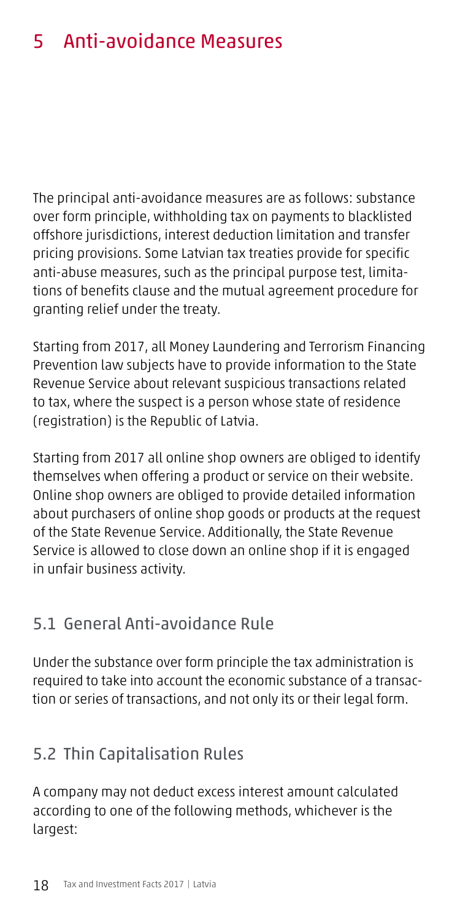# 5 Anti-avoidance Measures

The principal anti-avoidance measures are as follows: substance over form principle, withholding tax on payments to blacklisted offshore jurisdictions, interest deduction limitation and transfer pricing provisions. Some Latvian tax treaties provide for specific anti-abuse measures, such as the principal purpose test, limitations of benefits clause and the mutual agreement procedure for granting relief under the treaty.

Starting from 2017, all Money Laundering and Terrorism Financing Prevention law subjects have to provide information to the State Revenue Service about relevant suspicious transactions related to tax, where the suspect is a person whose state of residence (registration) is the Republic of Latvia.

Starting from 2017 all online shop owners are obliged to identify themselves when offering a product or service on their website. Online shop owners are obliged to provide detailed information about purchasers of online shop goods or products at the request of the State Revenue Service. Additionally, the State Revenue Service is allowed to close down an online shop if it is engaged in unfair business activity.

## 5.1 General Anti-avoidance Rule

Under the substance over form principle the tax administration is required to take into account the economic substance of a transaction or series of transactions, and not only its or their legal form.

## 5.2 Thin Capitalisation Rules

A company may not deduct excess interest amount calculated according to one of the following methods, whichever is the largest: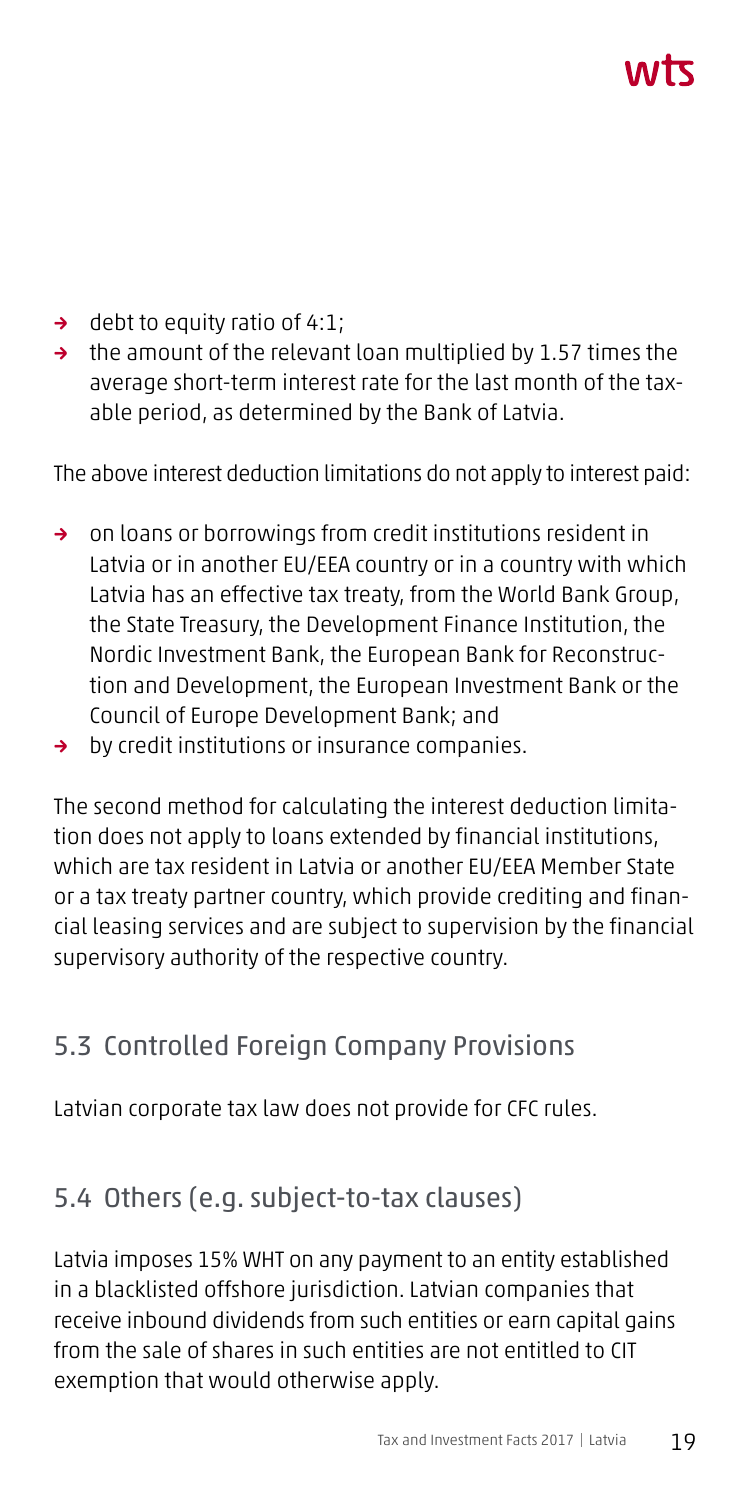- debt to equity ratio of 4:1;
- the amount of the relevant loan multiplied by 1.57 times the average short-term interest rate for the last month of the taxable period, as determined by the Bank of Latvia.

The above interest deduction limitations do not apply to interest paid:

- on loans or borrowings from credit institutions resident in Latvia or in another EU/EEA country or in a country with which Latvia has an effective tax treaty, from the World Bank Group, the State Treasury, the Development Finance Institution, the Nordic Investment Bank, the European Bank for Reconstruction and Development, the European Investment Bank or the Council of Europe Development Bank; and
- by credit institutions or insurance companies.

The second method for calculating the interest deduction limitation does not apply to loans extended by financial institutions, which are tax resident in Latvia or another EU/EEA Member State or a tax treaty partner country, which provide crediting and financial leasing services and are subject to supervision by the financial supervisory authority of the respective country.

## 5.3 Controlled Foreign Company Provisions

Latvian corporate tax law does not provide for CFC rules.

## 5.4 Others (e.g. subject-to-tax clauses)

Latvia imposes 15% WHT on any payment to an entity established in a blacklisted offshore jurisdiction. Latvian companies that receive inbound dividends from such entities or earn capital gains from the sale of shares in such entities are not entitled to CIT exemption that would otherwise apply.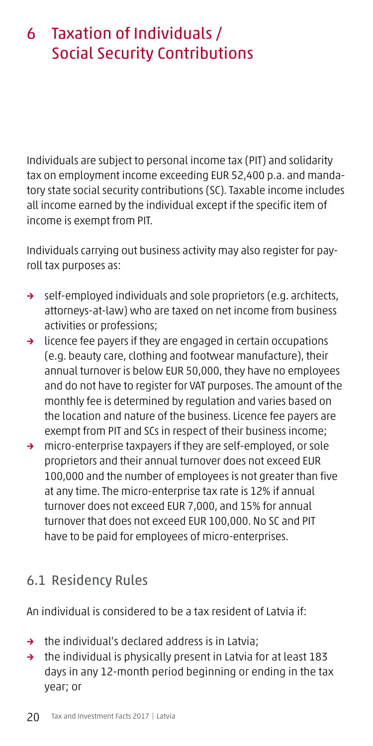# 6 Taxation of Individuals / Social Security Contributions

Individuals are subject to personal income tax (PIT) and solidarity tax on employment income exceeding EUR 52,400 p.a. and mandatory state social security contributions (SC). Taxable income includes all income earned by the individual except if the specific item of income is exempt from PIT.

Individuals carrying out business activity may also register for payroll tax purposes as:

- self-employed individuals and sole proprietors (e.g. architects, attorneys-at-law) who are taxed on net income from business activities or professions;
- licence fee payers if they are engaged in certain occupations (e.g. beauty care, clothing and footwear manufacture), their annual turnover is below EUR 50,000, they have no employees and do not have to register for VAT purposes. The amount of the monthly fee is determined by regulation and varies based on the location and nature of the business. Licence fee payers are exempt from PIT and SCs in respect of their business income;
- micro-enterprise taxpayers if they are self-employed, or sole proprietors and their annual turnover does not exceed EUR 100,000 and the number of employees is not greater than five at any time. The micro-enterprise tax rate is 12% if annual turnover does not exceed EUR 7,000, and 15% for annual turnover that does not exceed EUR 100,000. No SC and PIT have to be paid for employees of micro-enterprises.

## 6.1 Residency Rules

An individual is considered to be a tax resident of Latvia if:

- the individual's declared address is in Latvia;
- the individual is physically present in Latvia for at least 183 days in any 12-month period beginning or ending in the tax year; or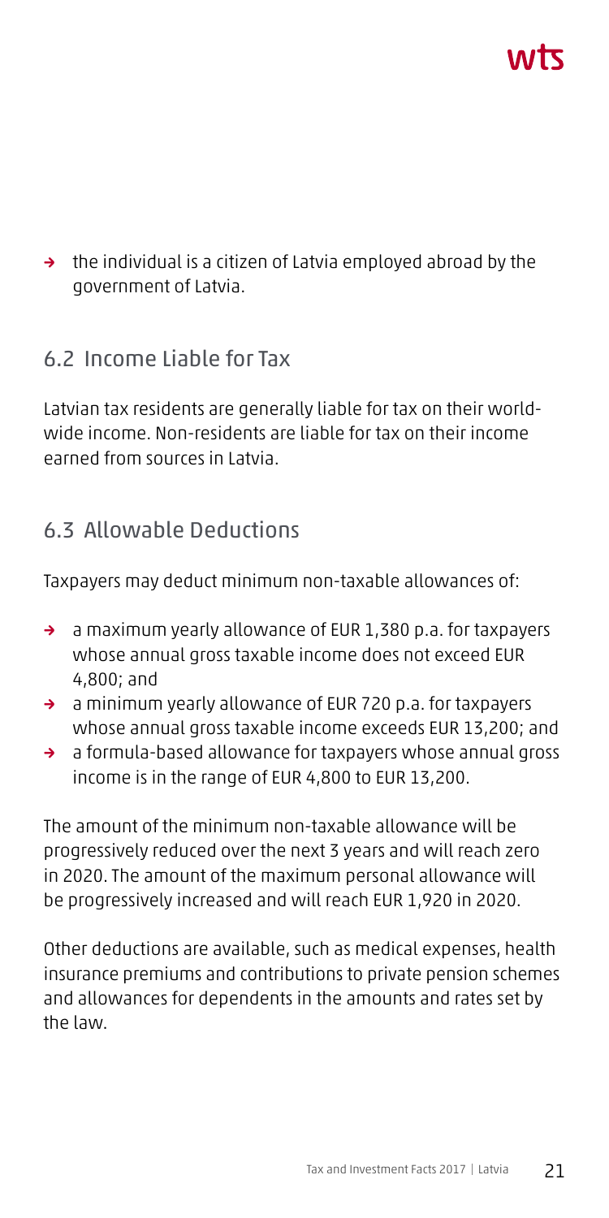- the individual is a citizen of Latvia employed abroad by the government of Latvia.

## 6.2 Income Liable for Tax

Latvian tax residents are generally liable for tax on their worldwide income. Non-residents are liable for tax on their income earned from sources in Latvia.

## 6.3 Allowable Deductions

Taxpayers may deduct minimum non-taxable allowances of:

- a maximum yearly allowance of EUR 1,380 p.a. for taxpayers whose annual gross taxable income does not exceed EUR 4,800; and
- a minimum yearly allowance of EUR 720 p.a. for taxpayers whose annual gross taxable income exceeds EUR 13,200; and
- a formula-based allowance for taxpayers whose annual gross income is in the range of EUR 4,800 to EUR 13,200.

The amount of the minimum non-taxable allowance will be progressively reduced over the next 3 years and will reach zero in 2020. The amount of the maximum personal allowance will be progressively increased and will reach EUR 1,920 in 2020.

Other deductions are available, such as medical expenses, health insurance premiums and contributions to private pension schemes and allowances for dependents in the amounts and rates set by the law.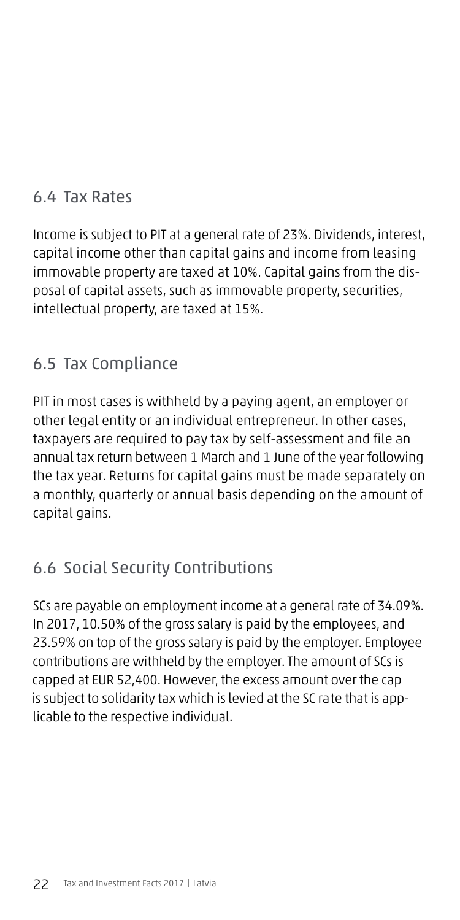## 6.4 Tax Rates

Income is subject to PIT at a general rate of 23%. Dividends, interest, capital income other than capital gains and income from leasing immovable property are taxed at 10%. Capital gains from the disposal of capital assets, such as immovable property, securities, intellectual property, are taxed at 15%.

## 6.5 Tax Compliance

PIT in most cases is withheld by a paying agent, an employer or other legal entity or an individual entrepreneur. In other cases, taxpayers are required to pay tax by self-assessment and file an annual tax return between 1 March and 1 June of the year following the tax year. Returns for capital gains must be made separately on a monthly, quarterly or annual basis depending on the amount of capital gains.

## 6.6 Social Security Contributions

SCs are payable on employment income at a general rate of 34.09%. In 2017, 10.50% of the gross salary is paid by the employees, and 23.59% on top of the gross salary is paid by the employer. Employee contributions are withheld by the employer. The amount of SCs is capped at EUR 52,400. However, the excess amount over the cap is subject to solidarity tax which is levied at the SC rate that is applicable to the respective individual.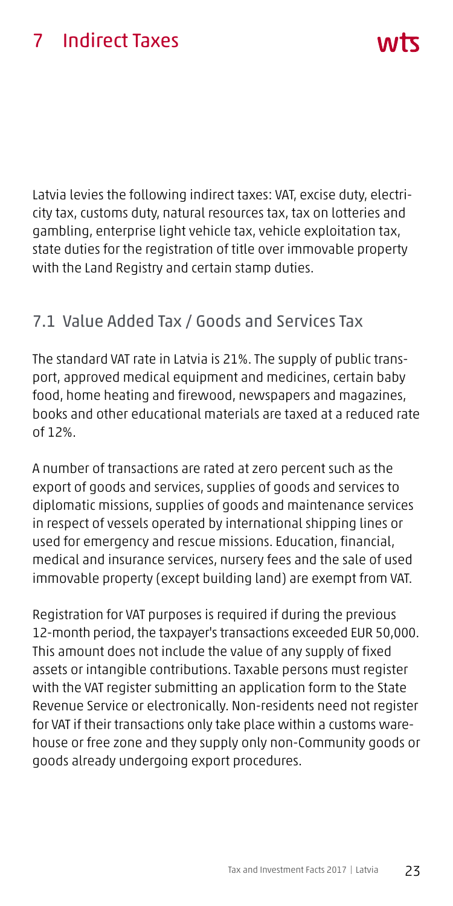# 7 Indirect Taxes

Latvia levies the following indirect taxes: VAT, excise duty, electricity tax, customs duty, natural resources tax, tax on lotteries and gambling, enterprise light vehicle tax, vehicle exploitation tax, state duties for the registration of title over immovable property with the Land Registry and certain stamp duties.

## 7.1 Value Added Tax / Goods and Services Tax

The standard VAT rate in Latvia is 21%. The supply of public transport, approved medical equipment and medicines, certain baby food, home heating and firewood, newspapers and magazines, books and other educational materials are taxed at a reduced rate of 12%.

A number of transactions are rated at zero percent such as the export of goods and services, supplies of goods and services to diplomatic missions, supplies of goods and maintenance services in respect of vessels operated by international shipping lines or used for emergency and rescue missions. Education, financial, medical and insurance services, nursery fees and the sale of used immovable property (except building land) are exempt from VAT.

Registration for VAT purposes is required if during the previous 12-month period, the taxpayer's transactions exceeded EUR 50,000. This amount does not include the value of any supply of fixed assets or intangible contributions. Taxable persons must register with the VAT register submitting an application form to the State Revenue Service or electronically. Non-residents need not register for VAT if their transactions only take place within a customs warehouse or free zone and they supply only non-Community goods or goods already undergoing export procedures.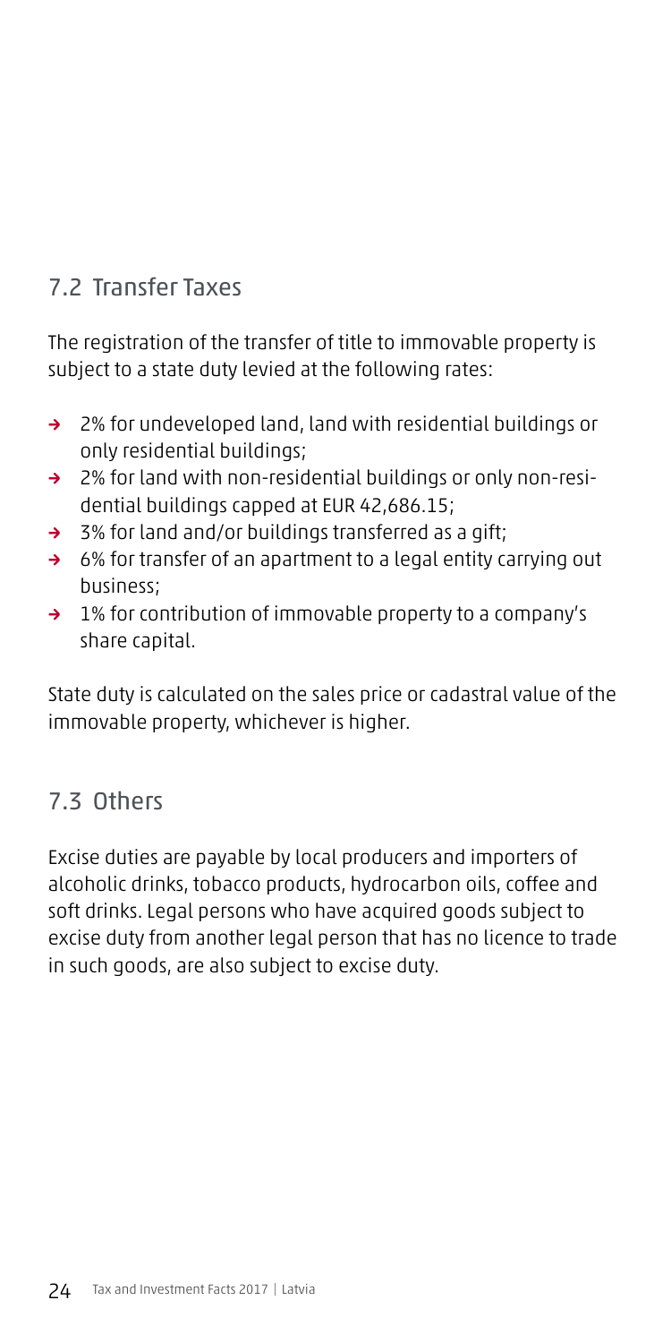## 7.2 Transfer Taxes

The registration of the transfer of title to immovable property is subject to a state duty levied at the following rates:

- 2% for undeveloped land, land with residential buildings or only residential buildings;
- 2% for land with non-residential buildings or only non-residential buildings capped at EUR 42,686.15;
- 3% for land and/or buildings transferred as a gift;
- 6% for transfer of an apartment to a legal entity carrying out business;
- 1% for contribution of immovable property to a company's share capital.

State duty is calculated on the sales price or cadastral value of the immovable property, whichever is higher.

## 7.3 Others

Excise duties are payable by local producers and importers of alcoholic drinks, tobacco products, hydrocarbon oils, coffee and soft drinks. Legal persons who have acquired goods subject to excise duty from another legal person that has no licence to trade in such goods, are also subject to excise duty.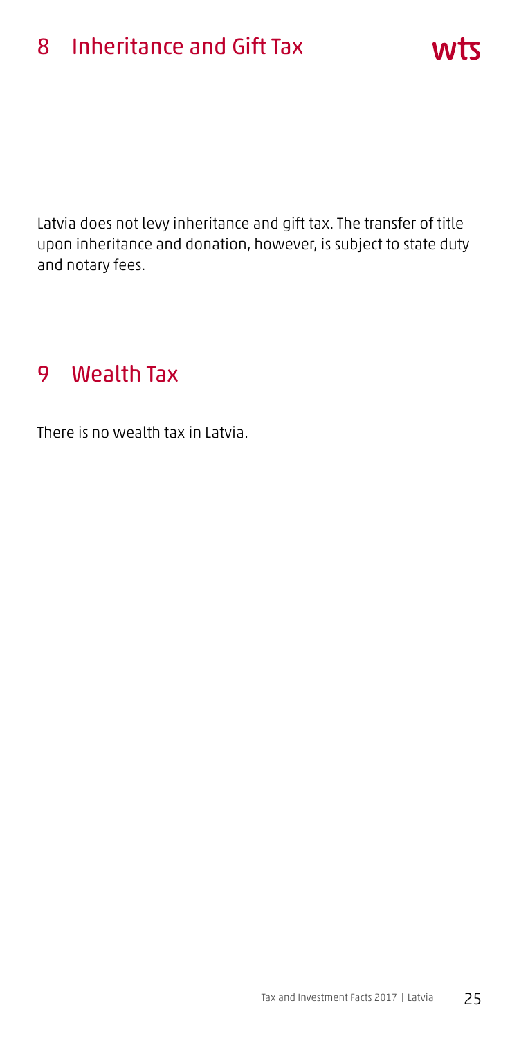# 8 Inheritance and Gift Tax

Latvia does not levy inheritance and gift tax. The transfer of title upon inheritance and donation, however, is subject to state duty and notary fees.

# 9 Wealth Tax

There is no wealth tax in Latvia.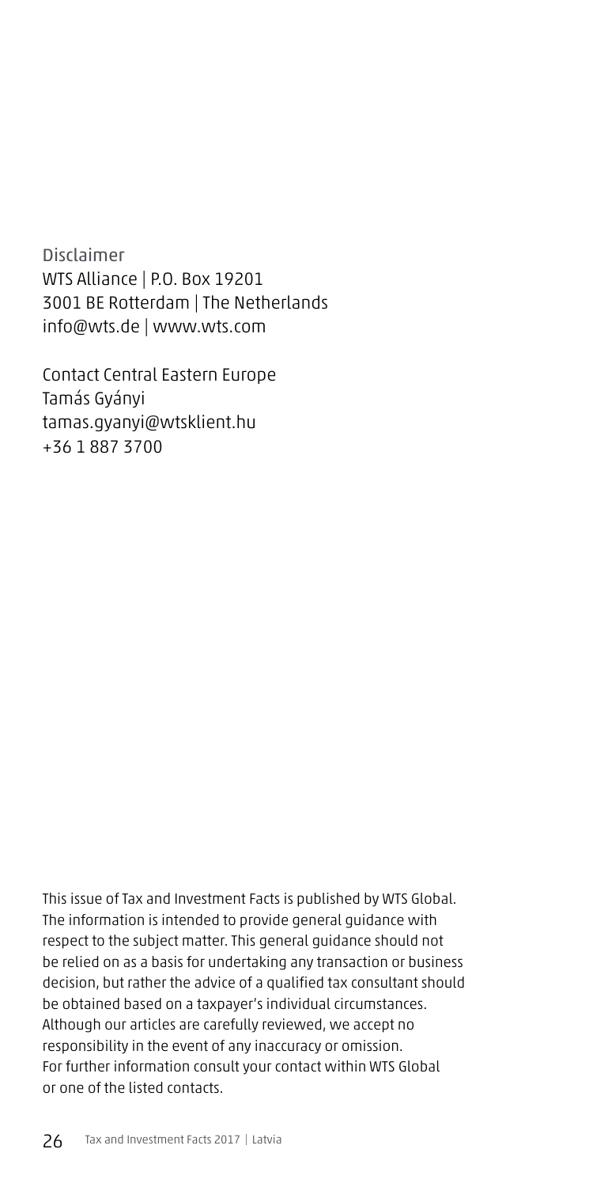Disclaimer
WTS Alliance | P.O. Box 19201
3001 BE Rotterdam | The Netherlands
info@wts.de | www.wts.com

Contact Central Eastern Europe
Tamás Gyányi
tamas.gyanyi@wtsklient.hu
+36 1 887 3700

This issue of Tax and Investment Facts is published by WTS Global. The information is intended to provide general guidance with respect to the subject matter. This general guidance should not be relied on as a basis for undertaking any transaction or business decision, but rather the advice of a qualified tax consultant should be obtained based on a taxpayer's individual circumstances. Although our articles are carefully reviewed, we accept no responsibility in the event of any inaccuracy or omission. For further information consult your contact within WTS Global or one of the listed contacts.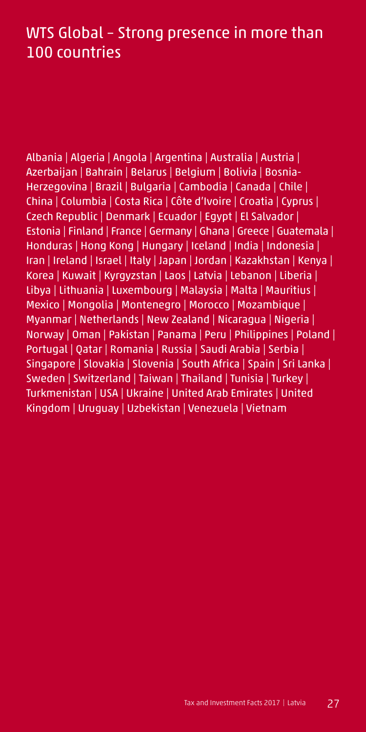# WTS Global – Strong presence in more than 100 countries

Albania | Algeria | Angola | Argentina | Australia | Austria | Azerbaijan | Bahrain | Belarus | Belgium | Bolivia | Bosnia-Herzegovina | Brazil | Bulgaria | Cambodia | Canada | Chile | China | Columbia | Costa Rica | Côte d'Ivoire | Croatia | Cyprus | Czech Republic | Denmark | Ecuador | Egypt | El Salvador | Estonia | Finland | France | Germany | Ghana | Greece | Guatemala | Honduras | Hong Kong | Hungary | Iceland | India | Indonesia | Iran | Ireland | Israel | Italy | Japan | Jordan | Kazakhstan | Kenya | Korea | Kuwait | Kyrgyzstan | Laos | Latvia | Lebanon | Liberia | Libya | Lithuania | Luxembourg | Malaysia | Malta | Mauritius | Mexico | Mongolia | Montenegro | Morocco | Mozambique | Myanmar | Netherlands | New Zealand | Nicaragua | Nigeria | Norway | Oman | Pakistan | Panama | Peru | Philippines | Poland | Portugal | Qatar | Romania | Russia | Saudi Arabia | Serbia | Singapore | Slovakia | Slovenia | South Africa | Spain | Sri Lanka | Sweden | Switzerland | Taiwan | Thailand | Tunisia | Turkey | Turkmenistan | USA | Ukraine | United Arab Emirates | United Kingdom | Uruguay | Uzbekistan | Venezuela | Vietnam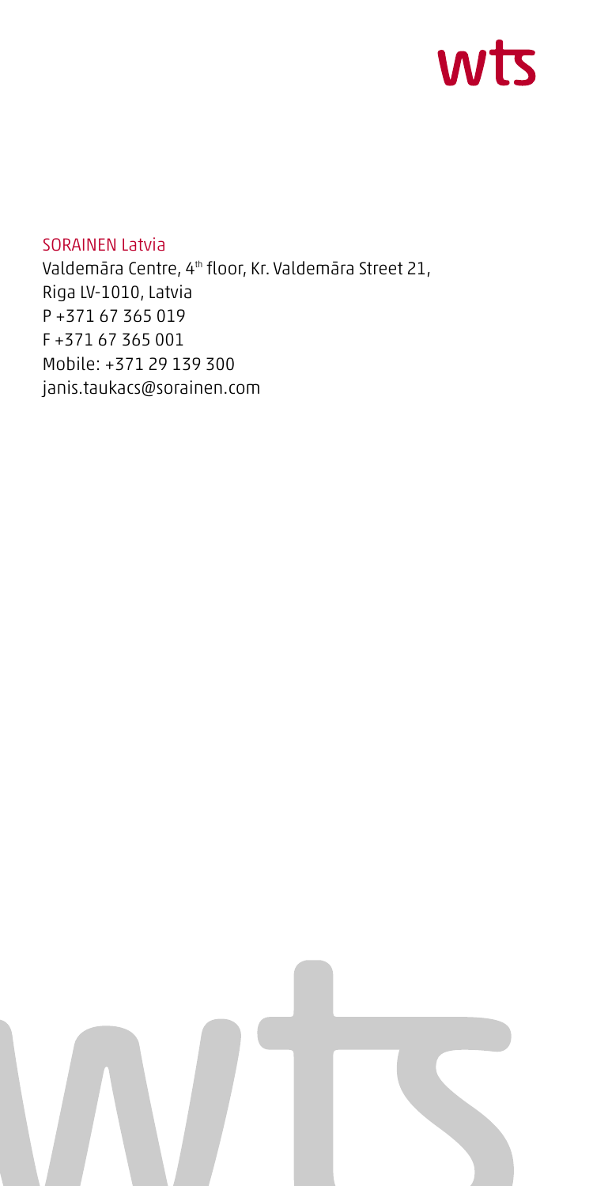SORAINEN Latvia

Valdemāra Centre, 4th floor, Kr. Valdemāra Street 21,
Riga LV-1010, Latvia
P +371 67 365 019
F +371 67 365 001
Mobile: +371 29 139 300
janis.taukacs@sorainen.com